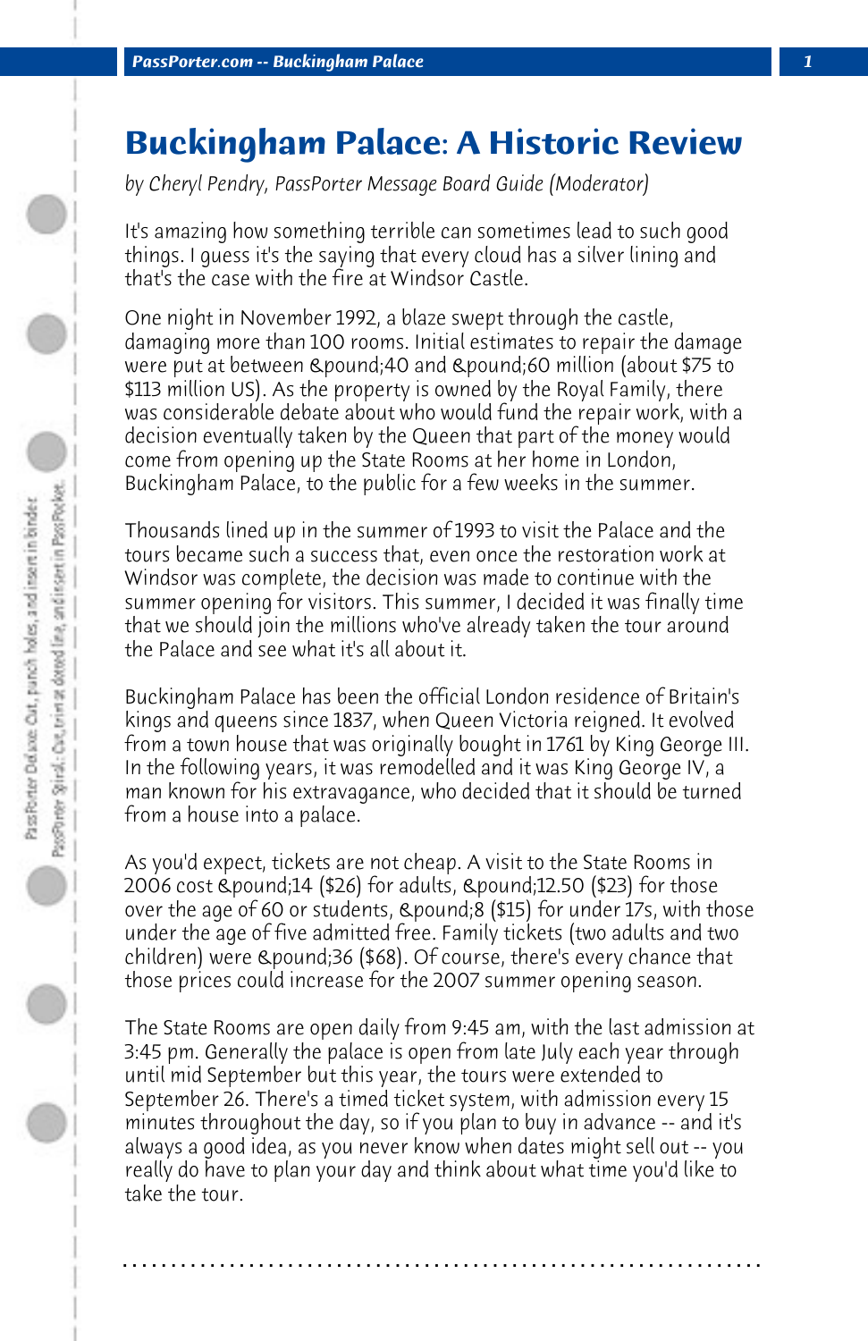# Buckingham Palace: A Historic Review

*by Cheryl Pendry, PassPorter Message Board Guide (Moderator)*

It's amazing how something terrible can sometimes lead to such good things. I guess it's the saying that every cloud has a silver lining and that's the case with the fire at Windsor Castle.

One night in November 1992, a blaze swept through the castle, damaging more than 100 rooms. Initial estimates to repair the damage were put at between &pound;40 and &pound;60 million (about $75 to $113 million US). As the property is owned by the Royal Family, there was considerable debate about who would fund the repair work, with a decision eventually taken by the Queen that part of the money would come from opening up the State Rooms at her home in London, Buckingham Palace, to the public for a few weeks in the summer.

Thousands lined up in the summer of 1993 to visit the Palace and the tours became such a success that, even once the restoration work at Windsor was complete, the decision was made to continue with the summer opening for visitors. This summer, I decided it was finally time that we should join the millions who've already taken the tour around the Palace and see what it's all about.

Buckingham Palace has been the official London residence of Britain's kings and queens since 1837, when Queen Victoria reigned. It evolved from a town house that was originally bought in 1761 by King George III. In the following years, it was remodelled and it was King George IV, a man known for his extravagance, who decided that it should be turned from a house into a palace.

As you'd expect, tickets are not cheap. A visit to the State Rooms in 2006 cost &pound;14 ($26) for adults, &pound;12.50 ($23) for those over the age of 60 or students, &pound;8 ($15) for under 17s, with those under the age of five admitted free. Family tickets (two adults and two children) were &pound;36 ($68). Of course, there's every chance that those prices could increase for the 2007 summer opening season.

The State Rooms are open daily from 9:45 am, with the last admission at 3:45 pm. Generally the palace is open from late July each year through until mid September but this year, the tours were extended to September 26. There's a timed ticket system, with admission every 15 minutes throughout the day, so if you plan to buy in advance -- and it's always a good idea, as you never know when dates might sell out -- you really do have to plan your day and think about what time you'd like to take the tour.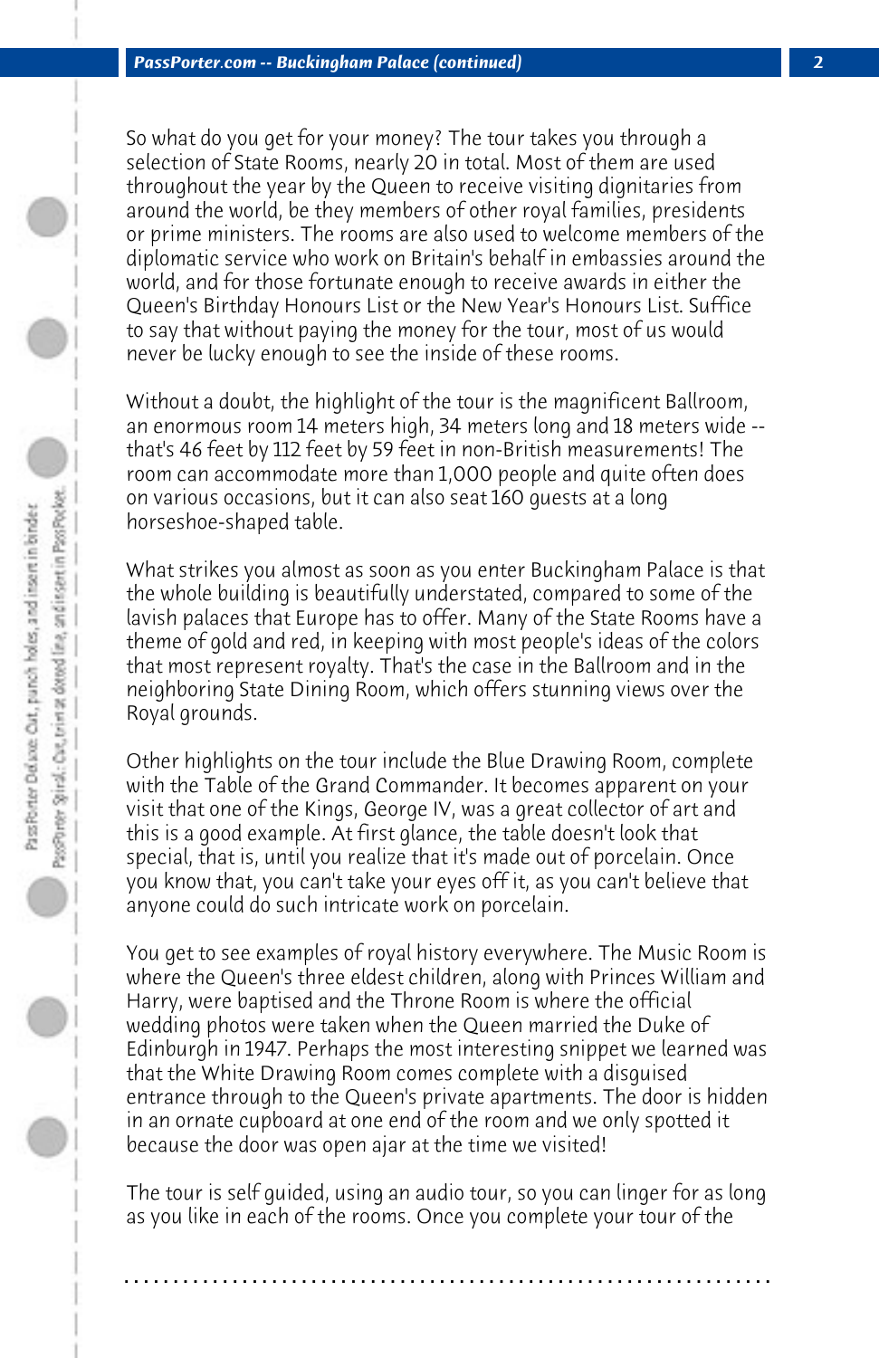So what do you get for your money? The tour takes you through a selection of State Rooms, nearly 20 in total. Most of them are used throughout the year by the Queen to receive visiting dignitaries from around the world, be they members of other royal families, presidents or prime ministers. The rooms are also used to welcome members of the diplomatic service who work on Britain's behalf in embassies around the world, and for those fortunate enough to receive awards in either the Queen's Birthday Honours List or the New Year's Honours List. Suffice to say that without paying the money for the tour, most of us would never be lucky enough to see the inside of these rooms.

Without a doubt, the highlight of the tour is the magnificent Ballroom, an enormous room 14 meters high, 34 meters long and 18 meters wide -- that's 46 feet by 112 feet by 59 feet in non-British measurements! The room can accommodate more than 1,000 people and quite often does on various occasions, but it can also seat 160 guests at a long horseshoe-shaped table.

What strikes you almost as soon as you enter Buckingham Palace is that the whole building is beautifully understated, compared to some of the lavish palaces that Europe has to offer. Many of the State Rooms have a theme of gold and red, in keeping with most people's ideas of the colors that most represent royalty. That's the case in the Ballroom and in the neighboring State Dining Room, which offers stunning views over the Royal grounds.

Other highlights on the tour include the Blue Drawing Room, complete with the Table of the Grand Commander. It becomes apparent on your visit that one of the Kings, George IV, was a great collector of art and this is a good example. At first glance, the table doesn't look that special, that is, until you realize that it's made out of porcelain. Once you know that, you can't take your eyes off it, as you can't believe that anyone could do such intricate work on porcelain.

You get to see examples of royal history everywhere. The Music Room is where the Queen's three eldest children, along with Princes William and Harry, were baptised and the Throne Room is where the official wedding photos were taken when the Queen married the Duke of Edinburgh in 1947. Perhaps the most interesting snippet we learned was that the White Drawing Room comes complete with a disguised entrance through to the Queen's private apartments. The door is hidden in an ornate cupboard at one end of the room and we only spotted it because the door was open ajar at the time we visited!

The tour is self guided, using an audio tour, so you can linger for as long as you like in each of the rooms. Once you complete your tour of the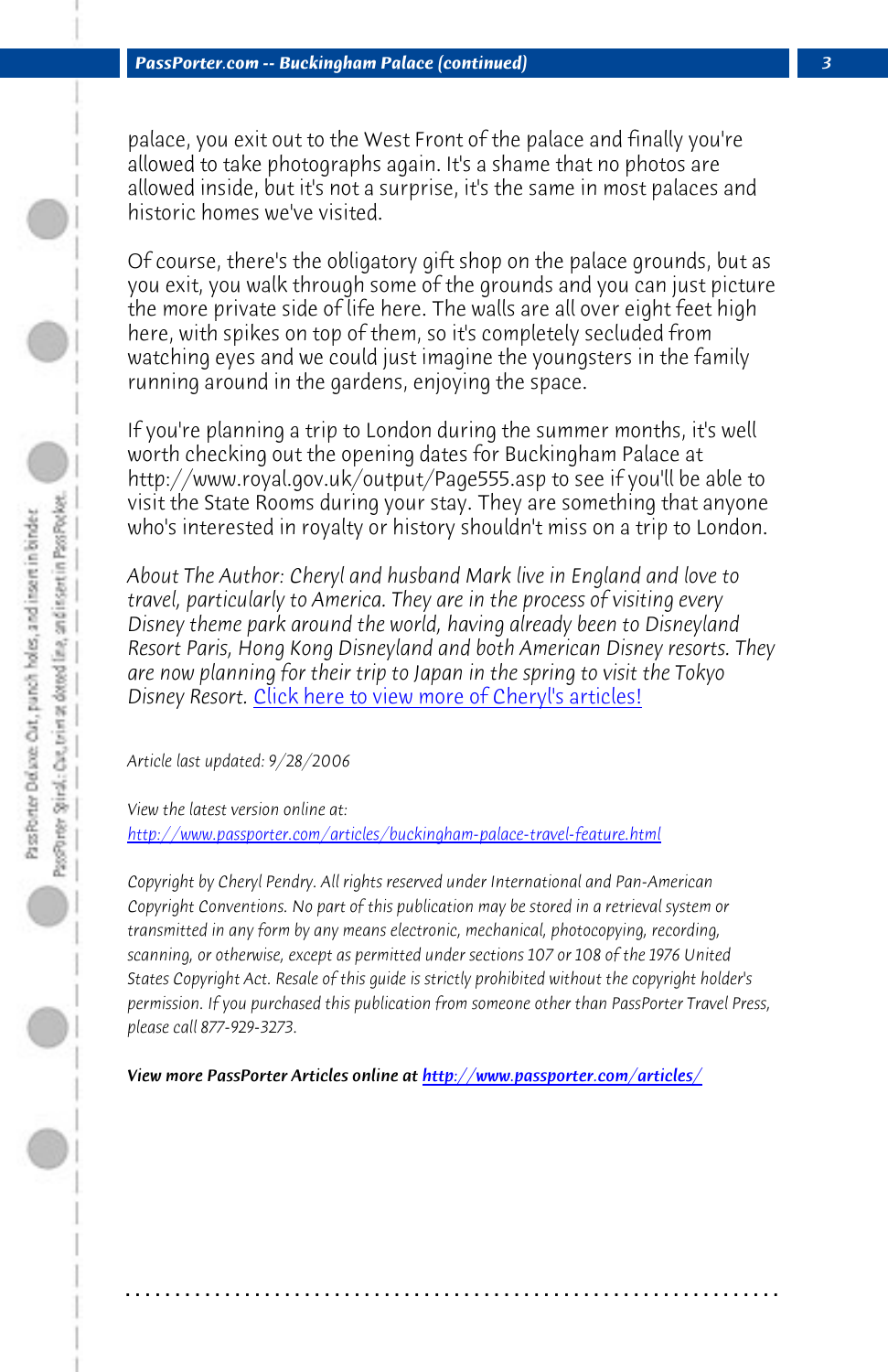palace, you exit out to the West Front of the palace and finally you're allowed to take photographs again. It's a shame that no photos are allowed inside, but it's not a surprise, it's the same in most palaces and historic homes we've visited.

Of course, there's the obligatory gift shop on the palace grounds, but as you exit, you walk through some of the grounds and you can just picture the more private side of life here. The walls are all over eight feet high here, with spikes on top of them, so it's completely secluded from watching eyes and we could just imagine the youngsters in the family running around in the gardens, enjoying the space.

If you're planning a trip to London during the summer months, it's well worth checking out the opening dates for Buckingham Palace at http://www.royal.gov.uk/output/Page555.asp to see if you'll be able to visit the State Rooms during your stay. They are something that anyone who's interested in royalty or history shouldn't miss on a trip to London.

*About The Author: Cheryl and husband Mark live in England and love to travel, particularly to America. They are in the process of visiting every Disney theme park around the world, having already been to Disneyland Resort Paris, Hong Kong Disneyland and both American Disney resorts. They are now planning for their trip to Japan in the spring to visit the Tokyo Disney Resort.* Click here to view more of Cheryl's articles!

*Article last updated: 9/28/2006*

*View the latest version online at:*
*http://www.passporter.com/articles/buckingham-palace-travel-feature.html*

*Copyright by Cheryl Pendry. All rights reserved under International and Pan-American Copyright Conventions. No part of this publication may be stored in a retrieval system or transmitted in any form by any means electronic, mechanical, photocopying, recording, scanning, or otherwise, except as permitted under sections 107 or 108 of the 1976 United States Copyright Act. Resale of this guide is strictly prohibited without the copyright holder's permission. If you purchased this publication from someone other than PassPorter Travel Press, please call 877-929-3273.*

***View more PassPorter Articles online at http://www.passporter.com/articles/***